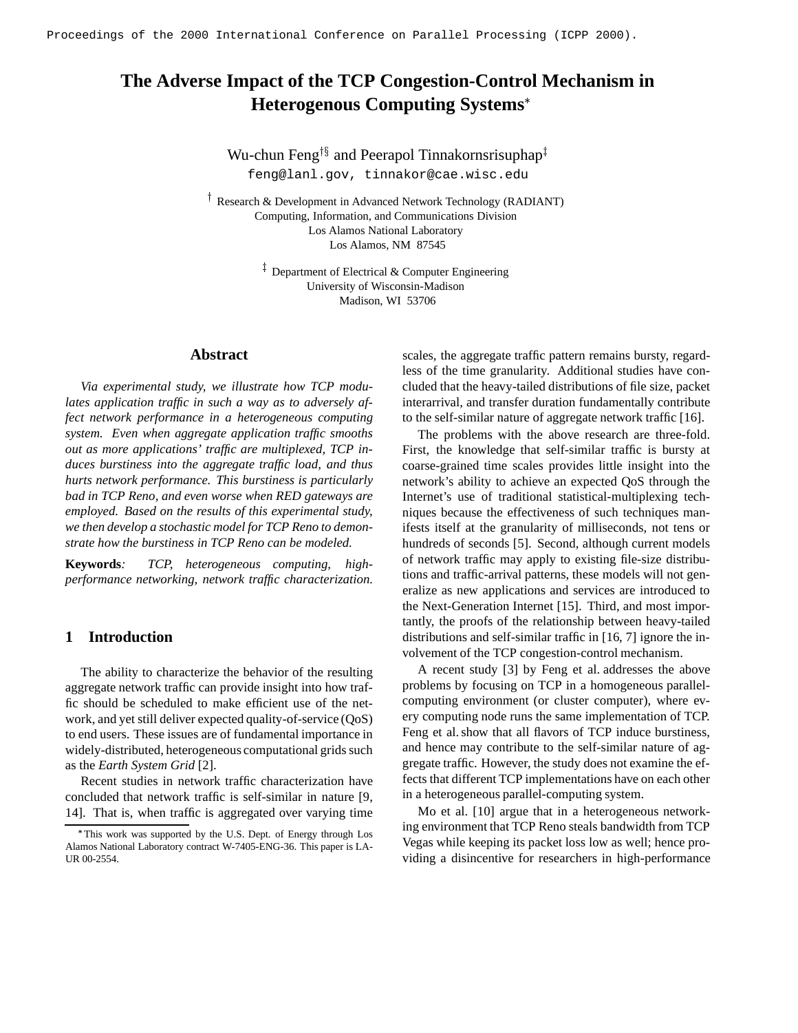# The Adverse Impact of the TCP Congestion-Control Mechanism in Heterogenous Computing Systems*

Wu-chun Feng[†§] and Peerapol Tinnakornsrisuphap[‡]

feng@lanl.gov, tinnakor@cae.wisc.edu

[†] Research & Development in Advanced Network Technology (RADIANT)
Computing, Information, and Communications Division
Los Alamos National Laboratory
Los Alamos, NM 87545

[‡] Department of Electrical & Computer Engineering
University of Wisconsin-Madison
Madison, WI 53706

## Abstract

*Via experimental study, we illustrate how TCP modulates application traffic in such a way as to adversely affect network performance in a heterogeneous computing system. Even when aggregate application traffic smooths out as more applications' traffic are multiplexed, TCP induces burstiness into the aggregate traffic load, and thus hurts network performance. This burstiness is particularly bad in TCP Reno, and even worse when RED gateways are employed. Based on the results of this experimental study, we then develop a stochastic model for TCP Reno to demonstrate how the burstiness in TCP Reno can be modeled.*

**Keywords**: *TCP, heterogeneous computing, high-performance networking, network traffic characterization.*

## 1 Introduction

The ability to characterize the behavior of the resulting aggregate network traffic can provide insight into how traffic should be scheduled to make efficient use of the network, and yet still deliver expected quality-of-service (QoS) to end users. These issues are of fundamental importance in widely-distributed, heterogeneous computational grids such as the *Earth System Grid* [2].

Recent studies in network traffic characterization have concluded that network traffic is self-similar in nature [9, 14]. That is, when traffic is aggregated over varying time scales, the aggregate traffic pattern remains bursty, regardless of the time granularity. Additional studies have concluded that the heavy-tailed distributions of file size, packet interarrival, and transfer duration fundamentally contribute to the self-similar nature of aggregate network traffic [16].

The problems with the above research are three-fold. First, the knowledge that self-similar traffic is bursty at coarse-grained time scales provides little insight into the network's ability to achieve an expected QoS through the Internet's use of traditional statistical-multiplexing techniques because the effectiveness of such techniques manifests itself at the granularity of milliseconds, not tens or hundreds of seconds [5]. Second, although current models of network traffic may apply to existing file-size distributions and traffic-arrival patterns, these models will not generalize as new applications and services are introduced to the Next-Generation Internet [15]. Third, and most importantly, the proofs of the relationship between heavy-tailed distributions and self-similar traffic in [16, 7] ignore the involvement of the TCP congestion-control mechanism.

A recent study [3] by Feng et al. addresses the above problems by focusing on TCP in a homogeneous parallel-computing environment (or cluster computer), where every computing node runs the same implementation of TCP. Feng et al. show that all flavors of TCP induce burstiness, and hence may contribute to the self-similar nature of aggregate traffic. However, the study does not examine the effects that different TCP implementations have on each other in a heterogeneous parallel-computing system.

Mo et al. [10] argue that in a heterogeneous networking environment that TCP Reno steals bandwidth from TCP Vegas while keeping its packet loss low as well; hence providing a disincentive for researchers in high-performance

*This work was supported by the U.S. Dept. of Energy through Los Alamos National Laboratory contract W-7405-ENG-36. This paper is LA-UR 00-2554.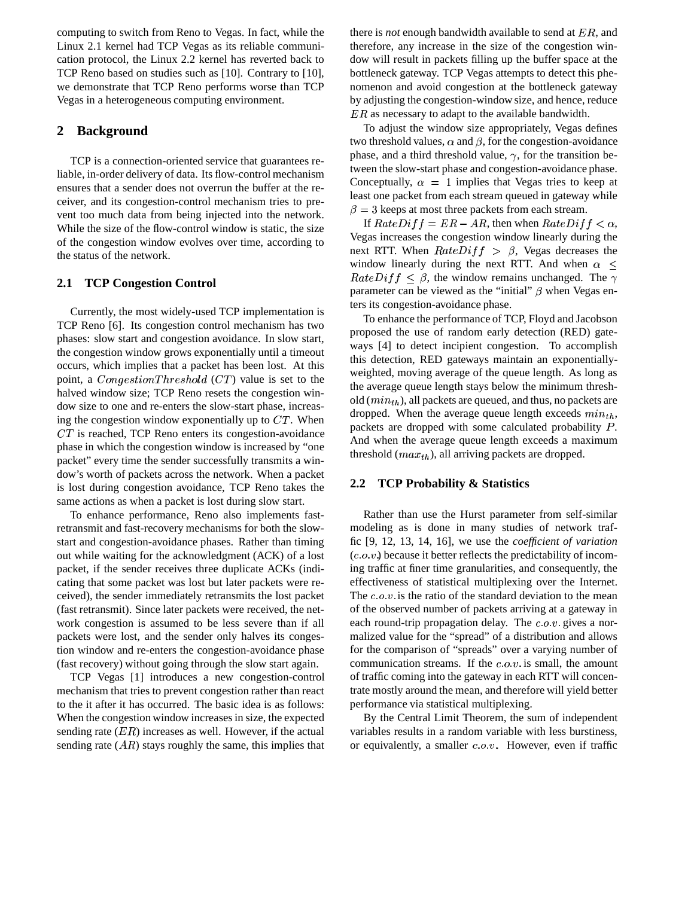computing to switch from Reno to Vegas. In fact, while the Linux 2.1 kernel had TCP Vegas as its reliable communication protocol, the Linux 2.2 kernel has reverted back to TCP Reno based on studies such as [10]. Contrary to [10], we demonstrate that TCP Reno performs worse than TCP Vegas in a heterogeneous computing environment.

## 2 Background

TCP is a connection-oriented service that guarantees reliable, in-order delivery of data. Its flow-control mechanism ensures that a sender does not overrun the buffer at the receiver, and its congestion-control mechanism tries to prevent too much data from being injected into the network. While the size of the flow-control window is static, the size of the congestion window evolves over time, according to the status of the network.

### 2.1 TCP Congestion Control

Currently, the most widely-used TCP implementation is TCP Reno [6]. Its congestion control mechanism has two phases: slow start and congestion avoidance. In slow start, the congestion window grows exponentially until a timeout occurs, which implies that a packet has been lost. At this point, a $CongestionThreshold$ ($CT$) value is set to the halved window size; TCP Reno resets the congestion window size to one and re-enters the slow-start phase, increasing the congestion window exponentially up to $CT$. When $CT$ is reached, TCP Reno enters its congestion-avoidance phase in which the congestion window is increased by "one packet" every time the sender successfully transmits a window's worth of packets across the network. When a packet is lost during congestion avoidance, TCP Reno takes the same actions as when a packet is lost during slow start.

To enhance performance, Reno also implements fast-retransmit and fast-recovery mechanisms for both the slow-start and congestion-avoidance phases. Rather than timing out while waiting for the acknowledgment (ACK) of a lost packet, if the sender receives three duplicate ACKs (indicating that some packet was lost but later packets were received), the sender immediately retransmits the lost packet (fast retransmit). Since later packets were received, the network congestion is assumed to be less severe than if all packets were lost, and the sender only halves its congestion window and re-enters the congestion-avoidance phase (fast recovery) without going through the slow start again.

TCP Vegas [1] introduces a new congestion-control mechanism that tries to prevent congestion rather than react to the it after it has occurred. The basic idea is as follows: When the congestion window increases in size, the expected sending rate ($ER$) increases as well. However, if the actual sending rate ($AR$) stays roughly the same, this implies that there is *not* enough bandwidth available to send at $ER$, and therefore, any increase in the size of the congestion window will result in packets filling up the buffer space at the bottleneck gateway. TCP Vegas attempts to detect this phenomenon and avoid congestion at the bottleneck gateway by adjusting the congestion-window size, and hence, reduce $ER$ as necessary to adapt to the available bandwidth.

To adjust the window size appropriately, Vegas defines two threshold values, $\alpha$ and $\beta$, for the congestion-avoidance phase, and a third threshold value, $\gamma$, for the transition between the slow-start phase and congestion-avoidance phase. Conceptually, $\alpha = 1$ implies that Vegas tries to keep at least one packet from each stream queued in gateway while $\beta = 3$ keeps at most three packets from each stream.

If $RateDiff = ER - AR$, then when $RateDiff < \alpha$, Vegas increases the congestion window linearly during the next RTT. When $RateDiff > \beta$, Vegas decreases the window linearly during the next RTT. And when $\alpha \leq RateDiff \leq \beta$, the window remains unchanged. The $\gamma$ parameter can be viewed as the "initial" $\beta$ when Vegas enters its congestion-avoidance phase.

To enhance the performance of TCP, Floyd and Jacobson proposed the use of random early detection (RED) gateways [4] to detect incipient congestion. To accomplish this detection, RED gateways maintain an exponentially-weighted, moving average of the queue length. As long as the average queue length stays below the minimum threshold ($min_{th}$), all packets are queued, and thus, no packets are dropped. When the average queue length exceeds $min_{th}$, packets are dropped with some calculated probability $P$. And when the average queue length exceeds a maximum threshold ($max_{th}$), all arriving packets are dropped.

### 2.2 TCP Probability & Statistics

Rather than use the Hurst parameter from self-similar modeling as is done in many studies of network traffic [9, 12, 13, 14, 16], we use the *coefficient of variation* ($c.o.v.$) because it better reflects the predictability of incoming traffic at finer time granularities, and consequently, the effectiveness of statistical multiplexing over the Internet. The $c.o.v.$ is the ratio of the standard deviation to the mean of the observed number of packets arriving at a gateway in each round-trip propagation delay. The $c.o.v.$ gives a normalized value for the "spread" of a distribution and allows for the comparison of "spreads" over a varying number of communication streams. If the $c.o.v.$ is small, the amount of traffic coming into the gateway in each RTT will concentrate mostly around the mean, and therefore will yield better performance via statistical multiplexing.

By the Central Limit Theorem, the sum of independent variables results in a random variable with less burstiness, or equivalently, a smaller $c.o.v.$ However, even if traffic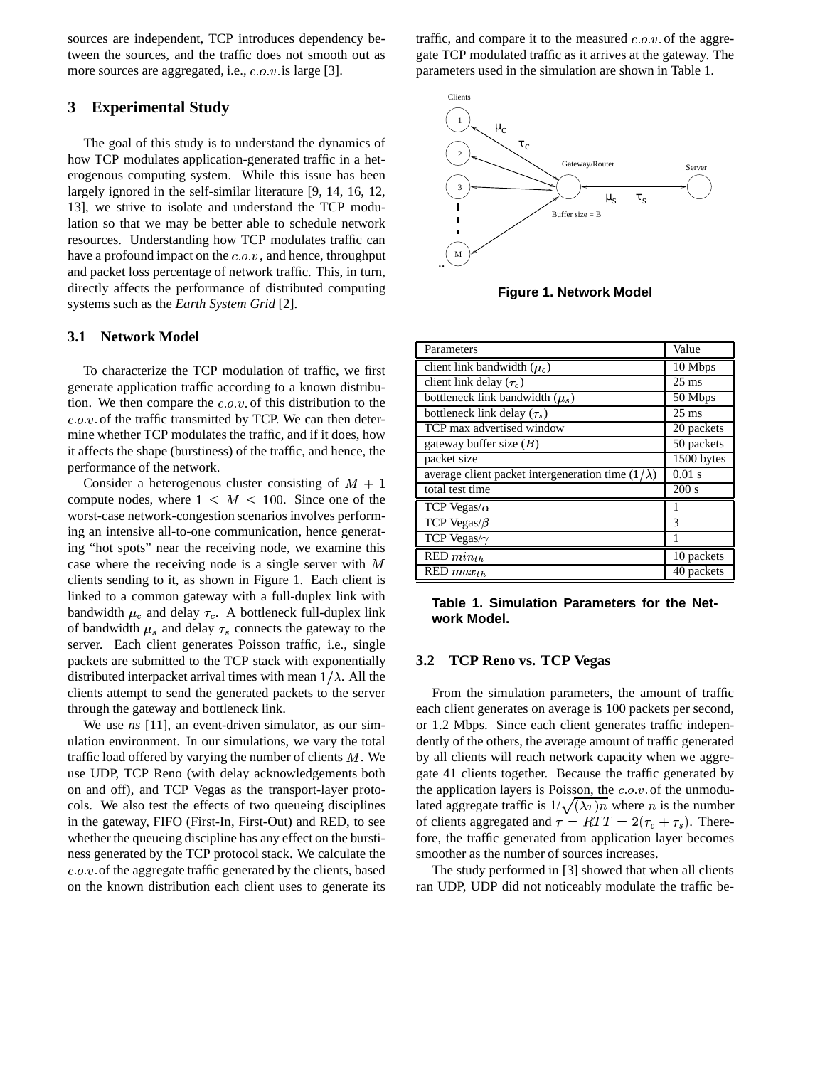sources are independent, TCP introduces dependency between the sources, and the traffic does not smooth out as more sources are aggregated, i.e., $c.o.v.$ is large [3].

## 3 Experimental Study

The goal of this study is to understand the dynamics of how TCP modulates application-generated traffic in a heterogenous computing system. While this issue has been largely ignored in the self-similar literature [9, 14, 16, 12, 13], we strive to isolate and understand the TCP modulation so that we may be better able to schedule network resources. Understanding how TCP modulates traffic can have a profound impact on the $c.o.v.$, and hence, throughput and packet loss percentage of network traffic. This, in turn, directly affects the performance of distributed computing systems such as the *Earth System Grid* [2].

### 3.1 Network Model

To characterize the TCP modulation of traffic, we first generate application traffic according to a known distribution. We then compare the $c.o.v.$ of this distribution to the $c.o.v.$ of the traffic transmitted by TCP. We can then determine whether TCP modulates the traffic, and if it does, how it affects the shape (burstiness) of the traffic, and hence, the performance of the network.

Consider a heterogenous cluster consisting of $M + 1$ compute nodes, where $1 \leq M \leq 100$. Since one of the worst-case network-congestion scenarios involves performing an intensive all-to-one communication, hence generating "hot spots" near the receiving node, we examine this case where the receiving node is a single server with $M$ clients sending to it, as shown in Figure 1. Each client is linked to a common gateway with a full-duplex link with bandwidth $\mu_c$ and delay $\tau_c$. A bottleneck full-duplex link of bandwidth $\mu_s$ and delay $\tau_s$ connects the gateway to the server. Each client generates Poisson traffic, i.e., single packets are submitted to the TCP stack with exponentially distributed interpacket arrival times with mean $1/\lambda$. All the clients attempt to send the generated packets to the server through the gateway and bottleneck link.

We use *ns* [11], an event-driven simulator, as our simulation environment. In our simulations, we vary the total traffic load offered by varying the number of clients $M$. We use UDP, TCP Reno (with delay acknowledgements both on and off), and TCP Vegas as the transport-layer protocols. We also test the effects of two queueing disciplines in the gateway, FIFO (First-In, First-Out) and RED, to see whether the queueing discipline has any effect on the burstiness generated by the TCP protocol stack. We calculate the $c.o.v.$ of the aggregate traffic generated by the clients, based on the known distribution each client uses to generate its traffic, and compare it to the measured $c.o.v.$ of the aggregate TCP modulated traffic as it arrives at the gateway. The parameters used in the simulation are shown in Table 1.

**Figure 1. Network Model**

| Parameters | Value |
|---|---|
| client link bandwidth ($\mu_c$) | 10 Mbps |
| client link delay ($\tau_c$) | 25 ms |
| bottleneck link bandwidth ($\mu_s$) | 50 Mbps |
| bottleneck link delay ($\tau_s$) | 25 ms |
| TCP max advertised window | 20 packets |
| gateway buffer size ($B$) | 50 packets |
| packet size | 1500 bytes |
| average client packet intergeneration time ($1/\lambda$) | 0.01 s |
| total test time | 200 s |
| TCP Vegas/$\alpha$ | 1 |
| TCP Vegas/$\beta$ | 3 |
| TCP Vegas/$\gamma$ | 1 |
| RED $min_{th}$ | 10 packets |
| RED $max_{th}$ | 40 packets |

**Table 1. Simulation Parameters for the Network Model.**

### 3.2 TCP Reno vs. TCP Vegas

From the simulation parameters, the amount of traffic each client generates on average is 100 packets per second, or 1.2 Mbps. Since each client generates traffic independently of the others, the average amount of traffic generated by all clients will reach network capacity when we aggregate 41 clients together. Because the traffic generated by the application layers is Poisson, the $c.o.v.$ of the unmodulated aggregate traffic is $1/\sqrt{(\lambda\tau)n}$ where $n$ is the number of clients aggregated and $\tau = RTT = 2(\tau_c + \tau_s)$. Therefore, the traffic generated from application layer becomes smoother as the number of sources increases.

The study performed in [3] showed that when all clients ran UDP, UDP did not noticeably modulate the traffic be-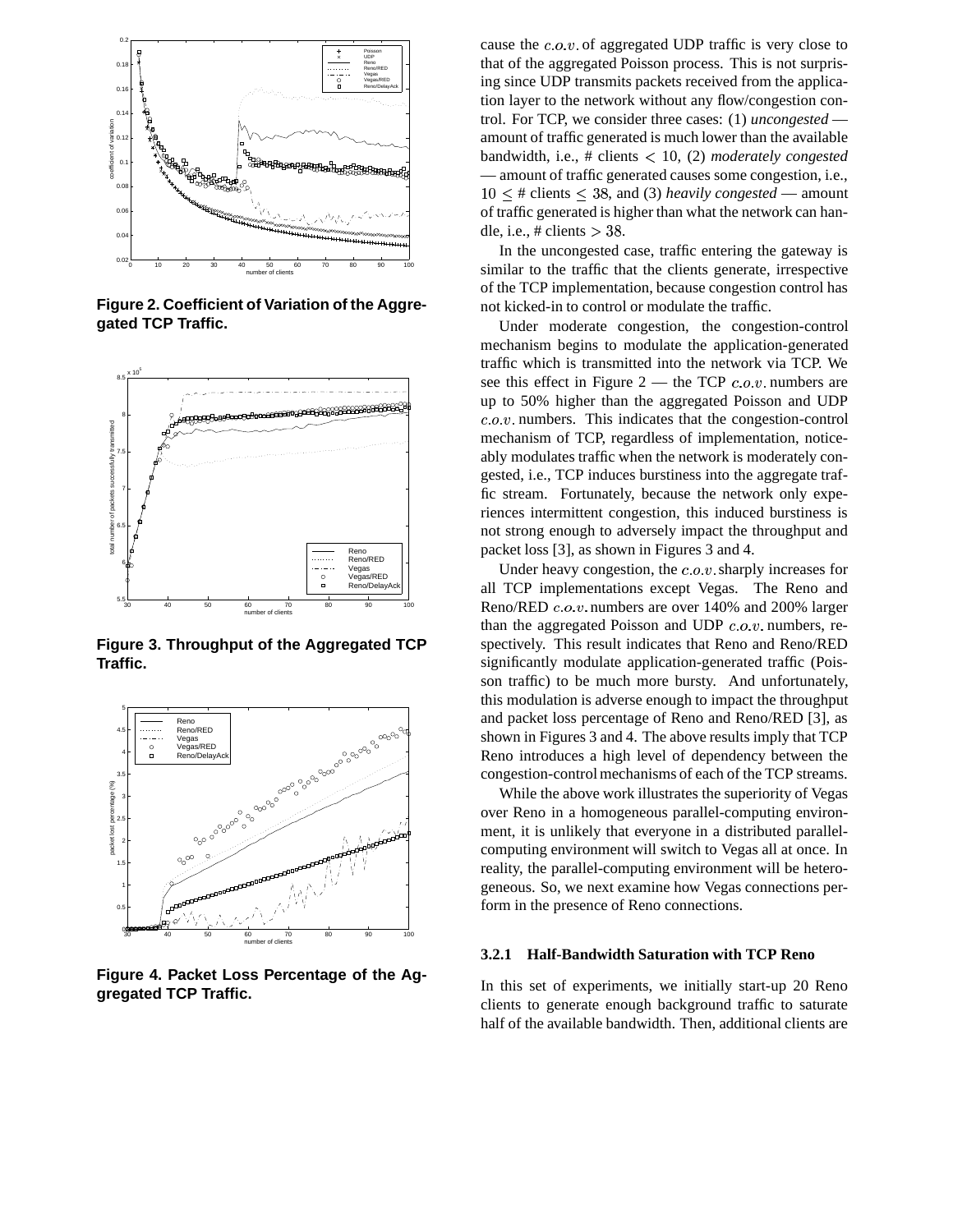**Figure 2. Coefficient of Variation of the Aggregated TCP Traffic.**

**Figure 3. Throughput of the Aggregated TCP Traffic.**

**Figure 4. Packet Loss Percentage of the Aggregated TCP Traffic.**

cause the $c.o.v.$ of aggregated UDP traffic is very close to that of the aggregated Poisson process. This is not surprising since UDP transmits packets received from the application layer to the network without any flow/congestion control. For TCP, we consider three cases: (1) *uncongested* — amount of traffic generated is much lower than the available bandwidth, i.e., # clients $< 10$, (2) *moderately congested* — amount of traffic generated causes some congestion, i.e., $10 \leq$ # clients $\leq 38$, and (3) *heavily congested* — amount of traffic generated is higher than what the network can handle, i.e., # clients $> 38$.

In the uncongested case, traffic entering the gateway is similar to the traffic that the clients generate, irrespective of the TCP implementation, because congestion control has not kicked-in to control or modulate the traffic.

Under moderate congestion, the congestion-control mechanism begins to modulate the application-generated traffic which is transmitted into the network via TCP. We see this effect in Figure 2 — the TCP $c.o.v.$ numbers are up to 50% higher than the aggregated Poisson and UDP $c.o.v.$ numbers. This indicates that the congestion-control mechanism of TCP, regardless of implementation, noticeably modulates traffic when the network is moderately congested, i.e., TCP induces burstiness into the aggregate traffic stream. Fortunately, because the network only experiences intermittent congestion, this induced burstiness is not strong enough to adversely impact the throughput and packet loss [3], as shown in Figures 3 and 4.

Under heavy congestion, the $c.o.v.$ sharply increases for all TCP implementations except Vegas. The Reno and Reno/RED $c.o.v.$ numbers are over 140% and 200% larger than the aggregated Poisson and UDP $c.o.v.$ numbers, respectively. This result indicates that Reno and Reno/RED significantly modulate application-generated traffic (Poisson traffic) to be much more bursty. And unfortunately, this modulation is adverse enough to impact the throughput and packet loss percentage of Reno and Reno/RED [3], as shown in Figures 3 and 4. The above results imply that TCP Reno introduces a high level of dependency between the congestion-control mechanisms of each of the TCP streams.

While the above work illustrates the superiority of Vegas over Reno in a homogeneous parallel-computing environment, it is unlikely that everyone in a distributed parallel-computing environment will switch to Vegas all at once. In reality, the parallel-computing environment will be heterogeneous. So, we next examine how Vegas connections perform in the presence of Reno connections.

#### 3.2.1 Half-Bandwidth Saturation with TCP Reno

In this set of experiments, we initially start-up 20 Reno clients to generate enough background traffic to saturate half of the available bandwidth. Then, additional clients are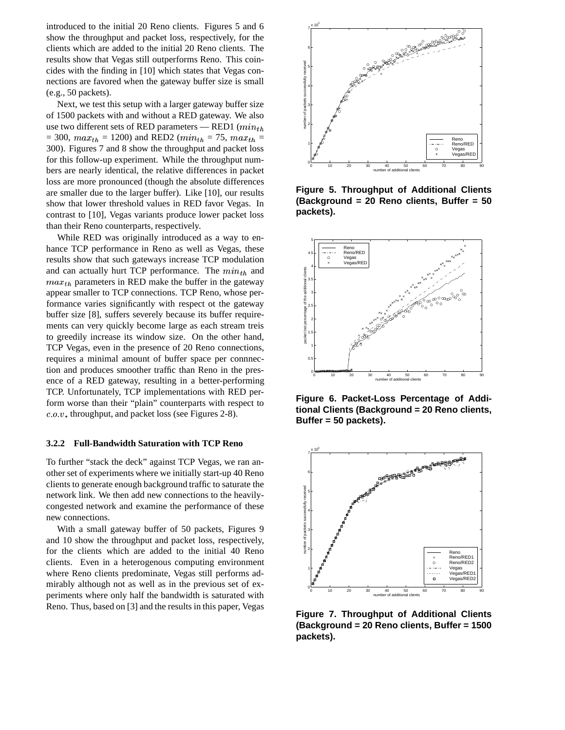introduced to the initial 20 Reno clients. Figures 5 and 6 show the throughput and packet loss, respectively, for the clients which are added to the initial 20 Reno clients. The results show that Vegas still outperforms Reno. This coincides with the finding in [10] which states that Vegas connections are favored when the gateway buffer size is small (e.g., 50 packets).

Next, we test this setup with a larger gateway buffer size of 1500 packets with and without a RED gateway. We also use two different sets of RED parameters — RED1 ($min_{th}$ = 300, $max_{th}$ = 1200) and RED2 ($min_{th}$ = 75, $max_{th}$ = 300). Figures 7 and 8 show the throughput and packet loss for this follow-up experiment. While the throughput numbers are nearly identical, the relative differences in packet loss are more pronounced (though the absolute differences are smaller due to the larger buffer). Like [10], our results show that lower threshold values in RED favor Vegas. In contrast to [10], Vegas variants produce lower packet loss than their Reno counterparts, respectively.

While RED was originally introduced as a way to enhance TCP performance in Reno as well as Vegas, these results show that such gateways increase TCP modulation and can actually hurt TCP performance. The $min_{th}$ and $max_{th}$ parameters in RED make the buffer in the gateway appear smaller to TCP connections. TCP Reno, whose performance varies significantly with respect ot the gateway buffer size [8], suffers severely because its buffer requirements can very quickly become large as each stream treis to greedily increase its window size. On the other hand, TCP Vegas, even in the presence of 20 Reno connections, requires a minimal amount of buffer space per connnection and produces smoother traffic than Reno in the presence of a RED gateway, resulting in a better-performing TCP. Unfortunately, TCP implementations with RED perform worse than their "plain" counterparts with respect to $c.o.v.$, throughput, and packet loss (see Figures 2-8).

#### 3.2.2 Full-Bandwidth Saturation with TCP Reno

To further "stack the deck" against TCP Vegas, we ran another set of experiments where we initially start-up 40 Reno clients to generate enough background traffic to saturate the network link. We then add new connections to the heavily-congested network and examine the performance of these new connections.

With a small gateway buffer of 50 packets, Figures 9 and 10 show the throughput and packet loss, respectively, for the clients which are added to the initial 40 Reno clients. Even in a heterogenous computing environment where Reno clients predominate, Vegas still performs admirably although not as well as in the previous set of experiments where only half the bandwidth is saturated with Reno. Thus, based on [3] and the results in this paper, Vegas

**Figure 5. Throughput of Additional Clients (Background = 20 Reno clients, Buffer = 50 packets).**

**Figure 6. Packet-Loss Percentage of Additional Clients (Background = 20 Reno clients, Buffer = 50 packets).**

**Figure 7. Throughput of Additional Clients (Background = 20 Reno clients, Buffer = 1500 packets).**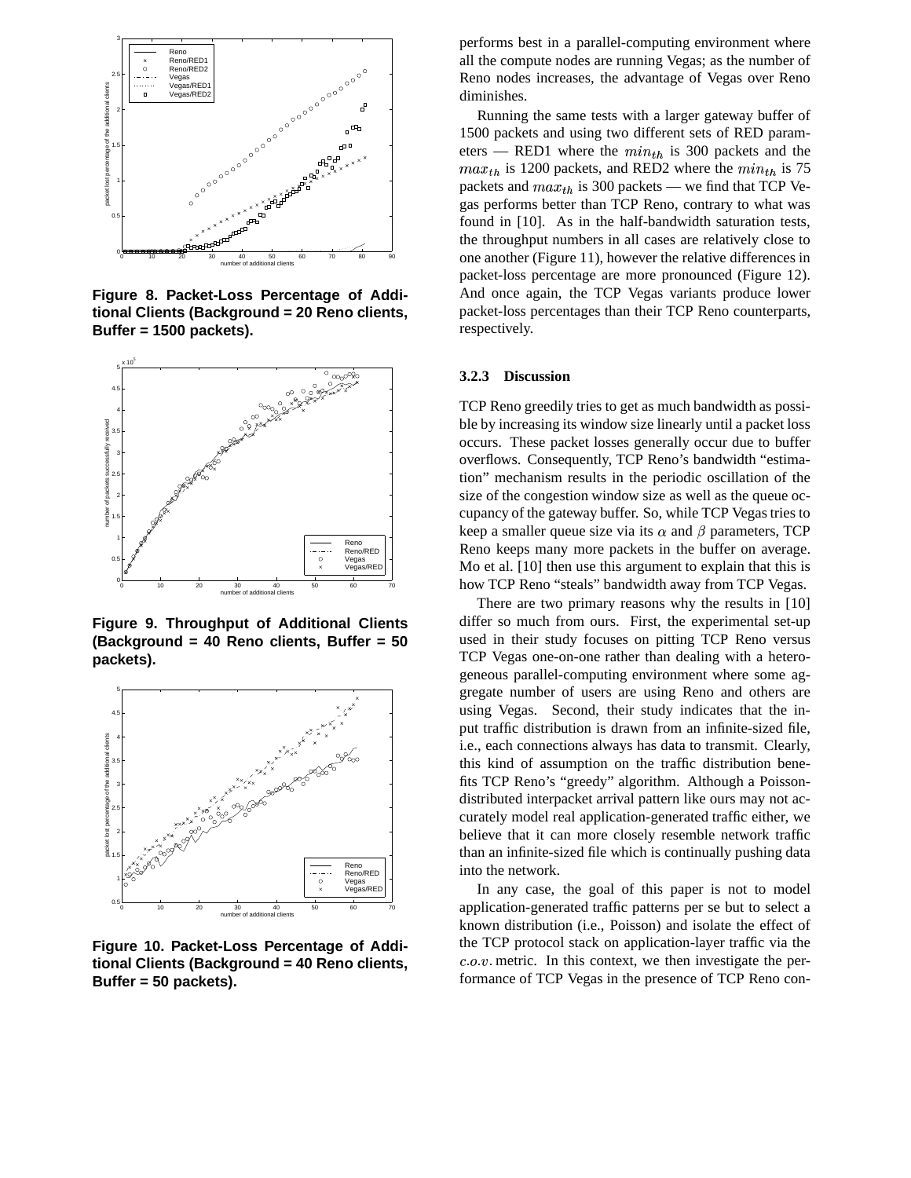Figure 8. Packet-Loss Percentage of Additional Clients (Background = 20 Reno clients, Buffer = 1500 packets).

Figure 9. Throughput of Additional Clients (Background = 40 Reno clients, Buffer = 50 packets).

Figure 10. Packet-Loss Percentage of Additional Clients (Background = 40 Reno clients, Buffer = 50 packets).

performs best in a parallel-computing environment where all the compute nodes are running Vegas; as the number of Reno nodes increases, the advantage of Vegas over Reno diminishes.

Running the same tests with a larger gateway buffer of 1500 packets and using two different sets of RED parameters — RED1 where the $min_{th}$ is 300 packets and the $max_{th}$ is 1200 packets, and RED2 where the $min_{th}$ is 75 packets and $max_{th}$ is 300 packets — we find that TCP Vegas performs better than TCP Reno, contrary to what was found in [10]. As in the half-bandwidth saturation tests, the throughput numbers in all cases are relatively close to one another (Figure 11), however the relative differences in packet-loss percentage are more pronounced (Figure 12). And once again, the TCP Vegas variants produce lower packet-loss percentages than their TCP Reno counterparts, respectively.

#### 3.2.3 Discussion

TCP Reno greedily tries to get as much bandwidth as possible by increasing its window size linearly until a packet loss occurs. These packet losses generally occur due to buffer overflows. Consequently, TCP Reno's bandwidth "estimation" mechanism results in the periodic oscillation of the size of the congestion window size as well as the queue occupancy of the gateway buffer. So, while TCP Vegas tries to keep a smaller queue size via its $\alpha$ and $\beta$ parameters, TCP Reno keeps many more packets in the buffer on average. Mo et al. [10] then use this argument to explain that this is how TCP Reno "steals" bandwidth away from TCP Vegas.

There are two primary reasons why the results in [10] differ so much from ours. First, the experimental set-up used in their study focuses on pitting TCP Reno versus TCP Vegas one-on-one rather than dealing with a heterogeneous parallel-computing environment where some aggregate number of users are using Reno and others are using Vegas. Second, their study indicates that the input traffic distribution is drawn from an infinite-sized file, i.e., each connections always has data to transmit. Clearly, this kind of assumption on the traffic distribution benefits TCP Reno's "greedy" algorithm. Although a Poisson-distributed interpacket arrival pattern like ours may not accurately model real application-generated traffic either, we believe that it can more closely resemble network traffic than an infinite-sized file which is continually pushing data into the network.

In any case, the goal of this paper is not to model application-generated traffic patterns per se but to select a known distribution (i.e., Poisson) and isolate the effect of the TCP protocol stack on application-layer traffic via the $c.o.v.$ metric. In this context, we then investigate the performance of TCP Vegas in the presence of TCP Reno con-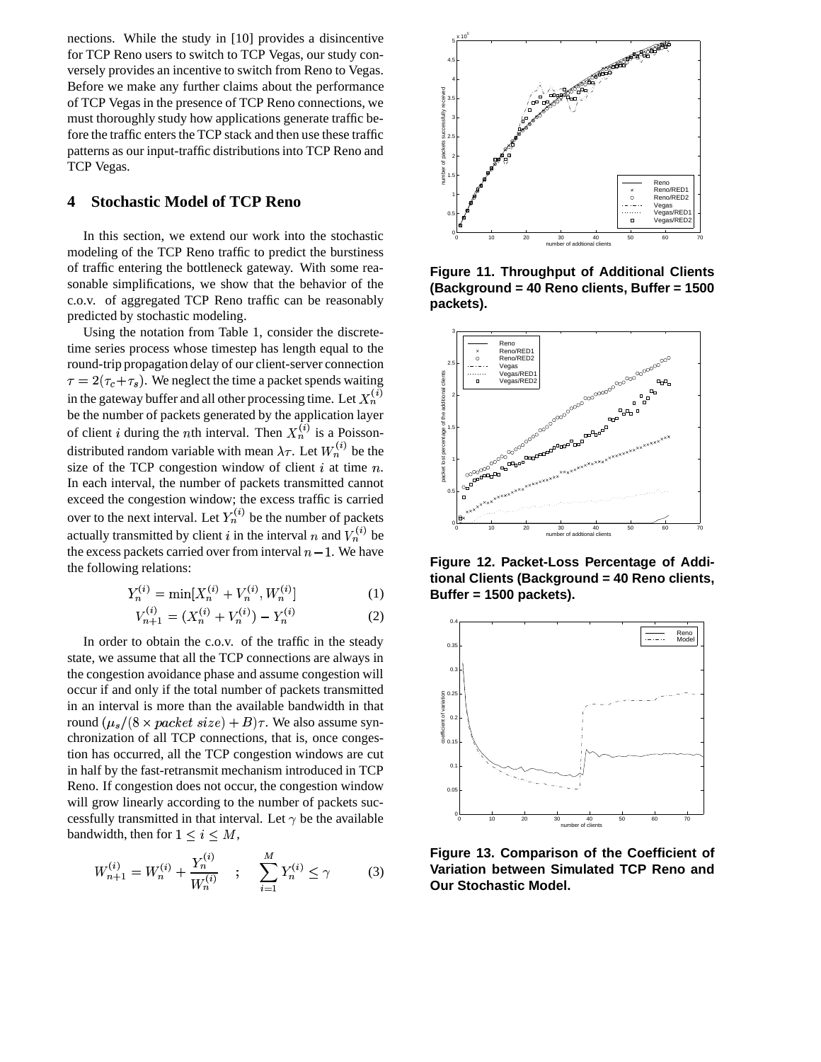nections. While the study in [10] provides a disincentive for TCP Reno users to switch to TCP Vegas, our study conversely provides an incentive to switch from Reno to Vegas. Before we make any further claims about the performance of TCP Vegas in the presence of TCP Reno connections, we must thoroughly study how applications generate traffic before the traffic enters the TCP stack and then use these traffic patterns as our input-traffic distributions into TCP Reno and TCP Vegas.

## 4 Stochastic Model of TCP Reno

In this section, we extend our work into the stochastic modeling of the TCP Reno traffic to predict the burstiness of traffic entering the bottleneck gateway. With some reasonable simplifications, we show that the behavior of the c.o.v. of aggregated TCP Reno traffic can be reasonably predicted by stochastic modeling.

Using the notation from Table 1, consider the discrete-time series process whose timestep has length equal to the round-trip propagation delay of our client-server connection $\tau = 2(\tau_c + \tau_s)$. We neglect the time a packet spends waiting in the gateway buffer and all other processing time. Let $X_n^{(i)}$ be the number of packets generated by the application layer of client $i$ during the $n$th interval. Then $X_n^{(i)}$ is a Poisson-distributed random variable with mean $\lambda\tau$. Let $W_n^{(i)}$ be the size of the TCP congestion window of client $i$ at time $n$. In each interval, the number of packets transmitted cannot exceed the congestion window; the excess traffic is carried over to the next interval. Let $Y_n^{(i)}$ be the number of packets actually transmitted by client $i$ in the interval $n$ and $V_n^{(i)}$ be the excess packets carried over from interval $n-1$. We have the following relations:

$$Y_n^{(i)} = \min[X_n^{(i)} + V_n^{(i)}, W_n^{(i)}] \tag{1}$$

$$V_{n+1}^{(i)} = (X_n^{(i)} + V_n^{(i)}) - Y_n^{(i)} \tag{2}$$

In order to obtain the c.o.v. of the traffic in the steady state, we assume that all the TCP connections are always in the congestion avoidance phase and assume congestion will occur if and only if the total number of packets transmitted in an interval is more than the available bandwidth in that round $(\mu_s/(8 \times packet\ size) + B)\tau$. We also assume synchronization of all TCP connections, that is, once congestion has occurred, all the TCP congestion windows are cut in half by the fast-retransmit mechanism introduced in TCP Reno. If congestion does not occur, the congestion window will grow linearly according to the number of packets successfully transmitted in that interval. Let $\gamma$ be the available bandwidth, then for $1 \leq i \leq M$,

$$W_{n+1}^{(i)} = W_n^{(i)} + \frac{Y_n^{(i)}}{W_n^{(i)}} \quad ; \quad \sum_{i=1}^{M} Y_n^{(i)} \leq \gamma \tag{3}$$

**Figure 11. Throughput of Additional Clients (Background = 40 Reno clients, Buffer = 1500 packets).**

**Figure 12. Packet-Loss Percentage of Additional Clients (Background = 40 Reno clients, Buffer = 1500 packets).**

**Figure 13. Comparison of the Coefficient of Variation between Simulated TCP Reno and Our Stochastic Model.**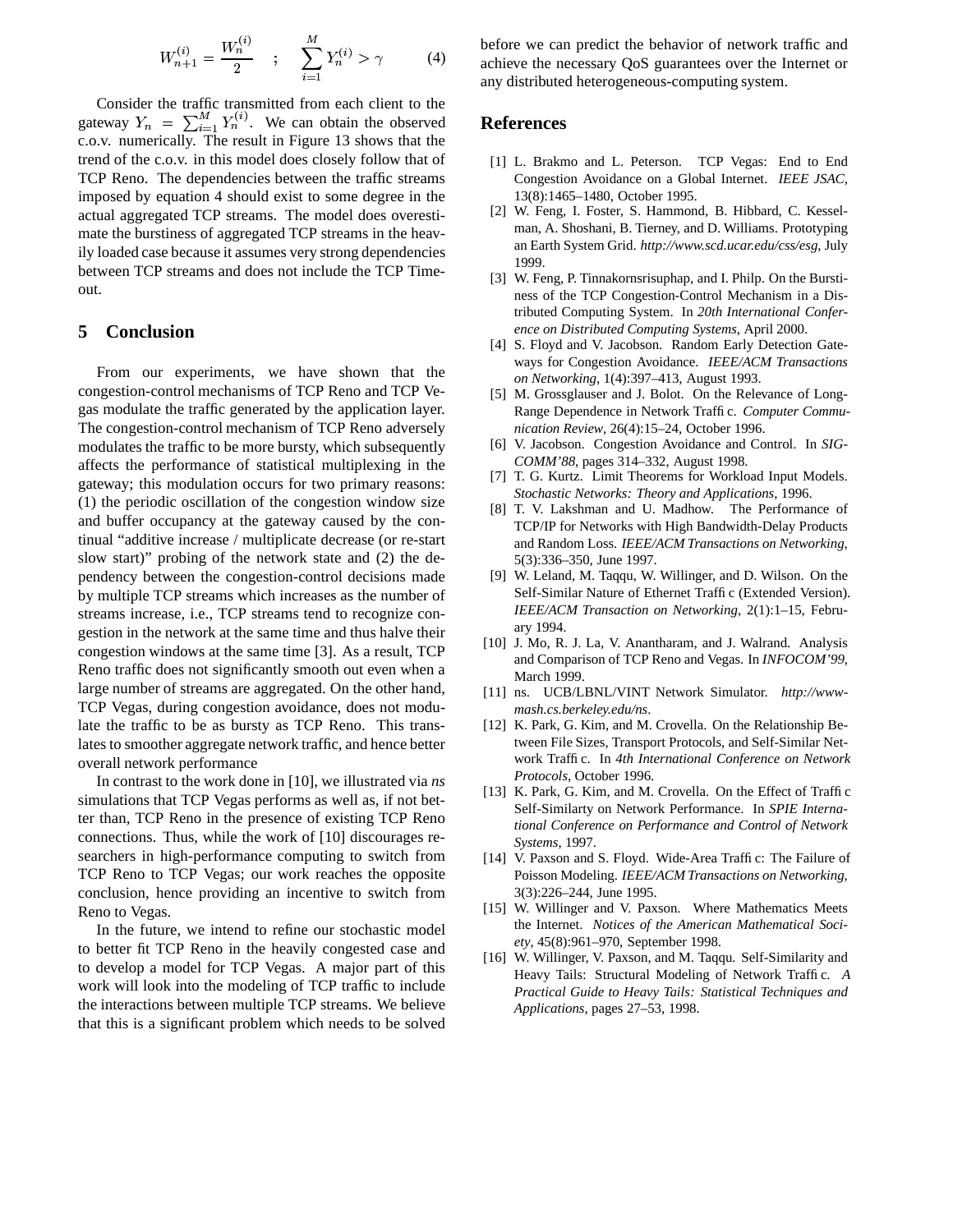$$W_{n+1}^{(i)} = \frac{W_n^{(i)}}{2} \quad ; \quad \sum_{i=1}^{M} Y_n^{(i)} > \gamma \qquad (4)$$

Consider the traffic transmitted from each client to the gateway $Y_n = \sum_{i=1}^{M} Y_n^{(i)}$. We can obtain the observed c.o.v. numerically. The result in Figure 13 shows that the trend of the c.o.v. in this model does closely follow that of TCP Reno. The dependencies between the traffic streams imposed by equation 4 should exist to some degree in the actual aggregated TCP streams. The model does overestimate the burstiness of aggregated TCP streams in the heavily loaded case because it assumes very strong dependencies between TCP streams and does not include the TCP Timeout.

## 5 Conclusion

From our experiments, we have shown that the congestion-control mechanisms of TCP Reno and TCP Vegas modulate the traffic generated by the application layer. The congestion-control mechanism of TCP Reno adversely modulates the traffic to be more bursty, which subsequently affects the performance of statistical multiplexing in the gateway; this modulation occurs for two primary reasons: (1) the periodic oscillation of the congestion window size and buffer occupancy at the gateway caused by the continual "additive increase / multiplicate decrease (or re-start slow start)" probing of the network state and (2) the dependency between the congestion-control decisions made by multiple TCP streams which increases as the number of streams increase, i.e., TCP streams tend to recognize congestion in the network at the same time and thus halve their congestion windows at the same time [3]. As a result, TCP Reno traffic does not significantly smooth out even when a large number of streams are aggregated. On the other hand, TCP Vegas, during congestion avoidance, does not modulate the traffic to be as bursty as TCP Reno. This translates to smoother aggregate network traffic, and hence better overall network performance

In contrast to the work done in [10], we illustrated via *ns* simulations that TCP Vegas performs as well as, if not better than, TCP Reno in the presence of existing TCP Reno connections. Thus, while the work of [10] discourages researchers in high-performance computing to switch from TCP Reno to TCP Vegas; our work reaches the opposite conclusion, hence providing an incentive to switch from Reno to Vegas.

In the future, we intend to refine our stochastic model to better fit TCP Reno in the heavily congested case and to develop a model for TCP Vegas. A major part of this work will look into the modeling of TCP traffic to include the interactions between multiple TCP streams. We believe that this is a significant problem which needs to be solved before we can predict the behavior of network traffic and achieve the necessary QoS guarantees over the Internet or any distributed heterogeneous-computing system.

## References

[1] L. Brakmo and L. Peterson. TCP Vegas: End to End Congestion Avoidance on a Global Internet. *IEEE JSAC*, 13(8):1465–1480, October 1995.

[2] W. Feng, I. Foster, S. Hammond, B. Hibbard, C. Kesselman, A. Shoshani, B. Tierney, and D. Williams. Prototyping an Earth System Grid. *http://www.scd.ucar.edu/css/esg*, July 1999.

[3] W. Feng, P. Tinnakornsrisuphap, and I. Philp. On the Burstiness of the TCP Congestion-Control Mechanism in a Distributed Computing System. In *20th International Conference on Distributed Computing Systems*, April 2000.

[4] S. Floyd and V. Jacobson. Random Early Detection Gateways for Congestion Avoidance. *IEEE/ACM Transactions on Networking*, 1(4):397–413, August 1993.

[5] M. Grossglauser and J. Bolot. On the Relevance of Long-Range Dependence in Network Traffic. *Computer Communication Review*, 26(4):15–24, October 1996.

[6] V. Jacobson. Congestion Avoidance and Control. In *SIGCOMM'88*, pages 314–332, August 1998.

[7] T. G. Kurtz. Limit Theorems for Workload Input Models. *Stochastic Networks: Theory and Applications*, 1996.

[8] T. V. Lakshman and U. Madhow. The Performance of TCP/IP for Networks with High Bandwidth-Delay Products and Random Loss. *IEEE/ACM Transactions on Networking*, 5(3):336–350, June 1997.

[9] W. Leland, M. Taqqu, W. Willinger, and D. Wilson. On the Self-Similar Nature of Ethernet Traffic (Extended Version). *IEEE/ACM Transaction on Networking*, 2(1):1–15, February 1994.

[10] J. Mo, R. J. La, V. Anantharam, and J. Walrand. Analysis and Comparison of TCP Reno and Vegas. In *INFOCOM'99*, March 1999.

[11] ns. UCB/LBNL/VINT Network Simulator. *http://www-mash.cs.berkeley.edu/ns*.

[12] K. Park, G. Kim, and M. Crovella. On the Relationship Between File Sizes, Transport Protocols, and Self-Similar Network Traffic. In *4th International Conference on Network Protocols*, October 1996.

[13] K. Park, G. Kim, and M. Crovella. On the Effect of Traffic Self-Similarty on Network Performance. In *SPIE International Conference on Performance and Control of Network Systems*, 1997.

[14] V. Paxson and S. Floyd. Wide-Area Traffic: The Failure of Poisson Modeling. *IEEE/ACM Transactions on Networking*, 3(3):226–244, June 1995.

[15] W. Willinger and V. Paxson. Where Mathematics Meets the Internet. *Notices of the American Mathematical Society*, 45(8):961–970, September 1998.

[16] W. Willinger, V. Paxson, and M. Taqqu. Self-Similarity and Heavy Tails: Structural Modeling of Network Traffic. *A Practical Guide to Heavy Tails: Statistical Techniques and Applications*, pages 27–53, 1998.